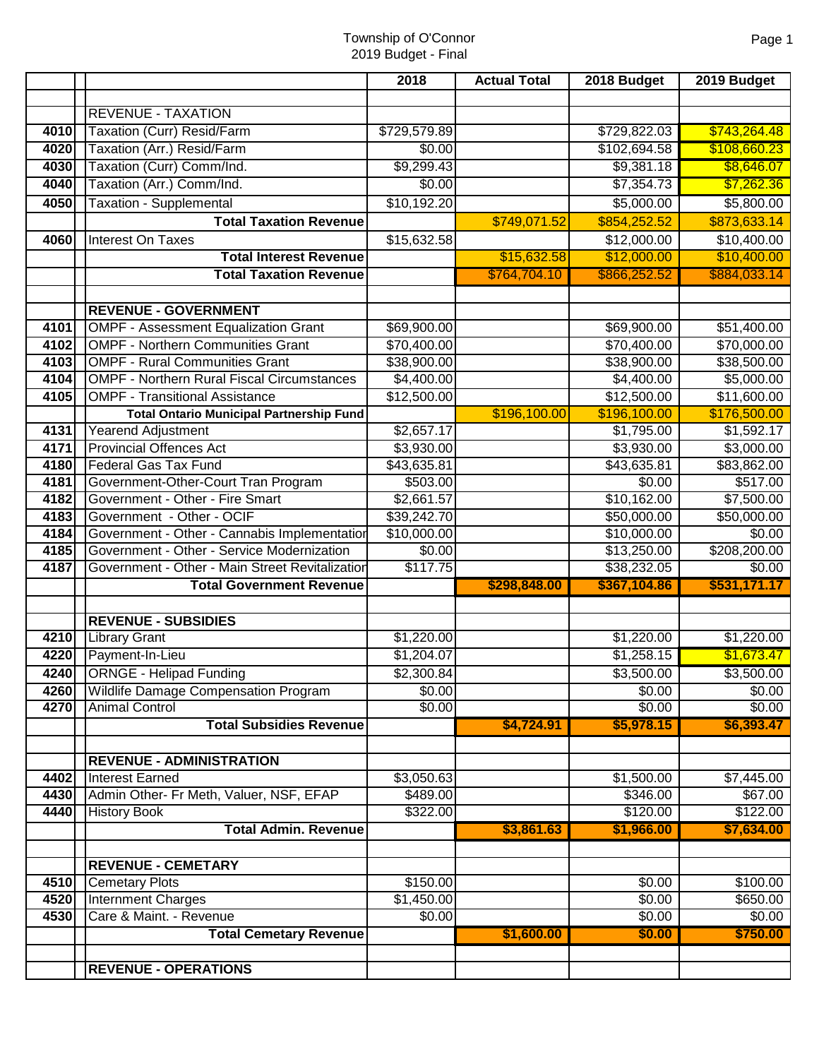Township of O'Connor
2019 Budget - Final

| | | 2018 | Actual Total | 2018 Budget | 2019 Budget |
|---|---|---|---|---|---|
| | | | | | |
| | REVENUE - TAXATION | | | | |
| 4010 | Taxation (Curr) Resid/Farm | $729,579.89 | | $729,822.03 | $743,264.48 |
| 4020 | Taxation (Arr.) Resid/Farm | $0.00 | | $102,694.58 | $108,660.23 |
| 4030 | Taxation (Curr) Comm/Ind. | $9,299.43 | | $9,381.18 | $8,646.07 |
| 4040 | Taxation (Arr.) Comm/Ind. | $0.00 | | $7,354.73 | $7,262.36 |
| 4050 | Taxation - Supplemental | $10,192.20 | | $5,000.00 | $5,800.00 |
| | **Total Taxation Revenue** | | $749,071.52 | $854,252.52 | $873,633.14 |
| 4060 | Interest On Taxes | $15,632.58 | | $12,000.00 | $10,400.00 |
| | **Total Interest Revenue** | | $15,632.58 | $12,000.00 | $10,400.00 |
| | **Total Taxation Revenue** | | $764,704.10 | $866,252.52 | $884,033.14 |
| | | | | | |
| | **REVENUE - GOVERNMENT** | | | | |
| 4101 | OMPF - Assessment Equalization Grant | $69,900.00 | | $69,900.00 | $51,400.00 |
| 4102 | OMPF - Northern Communities Grant | $70,400.00 | | $70,400.00 | $70,000.00 |
| 4103 | OMPF - Rural Communities Grant | $38,900.00 | | $38,900.00 | $38,500.00 |
| 4104 | OMPF - Northern Rural Fiscal Circumstances | $4,400.00 | | $4,400.00 | $5,000.00 |
| 4105 | OMPF - Transitional Assistance | $12,500.00 | | $12,500.00 | $11,600.00 |
| | **Total Ontario Municipal Partnership Fund** | | $196,100.00 | $196,100.00 | $176,500.00 |
| 4131 | Yearend Adjustment | $2,657.17 | | $1,795.00 | $1,592.17 |
| 4171 | Provincial Offences Act | $3,930.00 | | $3,930.00 | $3,000.00 |
| 4180 | Federal Gas Tax Fund | $43,635.81 | | $43,635.81 | $83,862.00 |
| 4181 | Government-Other-Court Tran Program | $503.00 | | $0.00 | $517.00 |
| 4182 | Government - Other - Fire Smart | $2,661.57 | | $10,162.00 | $7,500.00 |
| 4183 | Government - Other - OCIF | $39,242.70 | | $50,000.00 | $50,000.00 |
| 4184 | Government - Other - Cannabis Implementatior | $10,000.00 | | $10,000.00 | $0.00 |
| 4185 | Government - Other - Service Modernization | $0.00 | | $13,250.00 | $208,200.00 |
| 4187 | Government - Other - Main Street Revitalizatior | $117.75 | | $38,232.05 | $0.00 |
| | **Total Government Revenue** | | **$298,848.00** | **$367,104.86** | **$531,171.17** |
| | | | | | |
| | **REVENUE - SUBSIDIES** | | | | |
| 4210 | Library Grant | $1,220.00 | | $1,220.00 | $1,220.00 |
| 4220 | Payment-In-Lieu | $1,204.07 | | $1,258.15 | $1,673.47 |
| 4240 | ORNGE - Helipad Funding | $2,300.84 | | $3,500.00 | $3,500.00 |
| 4260 | Wildlife Damage Compensation Program | $0.00 | | $0.00 | $0.00 |
| 4270 | Animal Control | $0.00 | | $0.00 | $0.00 |
| | **Total Subsidies Revenue** | | **$4,724.91** | **$5,978.15** | **$6,393.47** |
| | | | | | |
| | **REVENUE - ADMINISTRATION** | | | | |
| 4402 | Interest Earned | $3,050.63 | | $1,500.00 | $7,445.00 |
| 4430 | Admin Other- Fr Meth, Valuer, NSF, EFAP | $489.00 | | $346.00 | $67.00 |
| 4440 | History Book | $322.00 | | $120.00 | $122.00 |
| | **Total Admin. Revenue** | | **$3,861.63** | **$1,966.00** | **$7,634.00** |
| | | | | | |
| | **REVENUE - CEMETARY** | | | | |
| 4510 | Cemetary Plots | $150.00 | | $0.00 | $100.00 |
| 4520 | Internment Charges | $1,450.00 | | $0.00 | $650.00 |
| 4530 | Care & Maint. - Revenue | $0.00 | | $0.00 | $0.00 |
| | **Total Cemetary Revenue** | | **$1,600.00** | **$0.00** | **$750.00** |
| | | | | | |
| | **REVENUE - OPERATIONS** | | | | |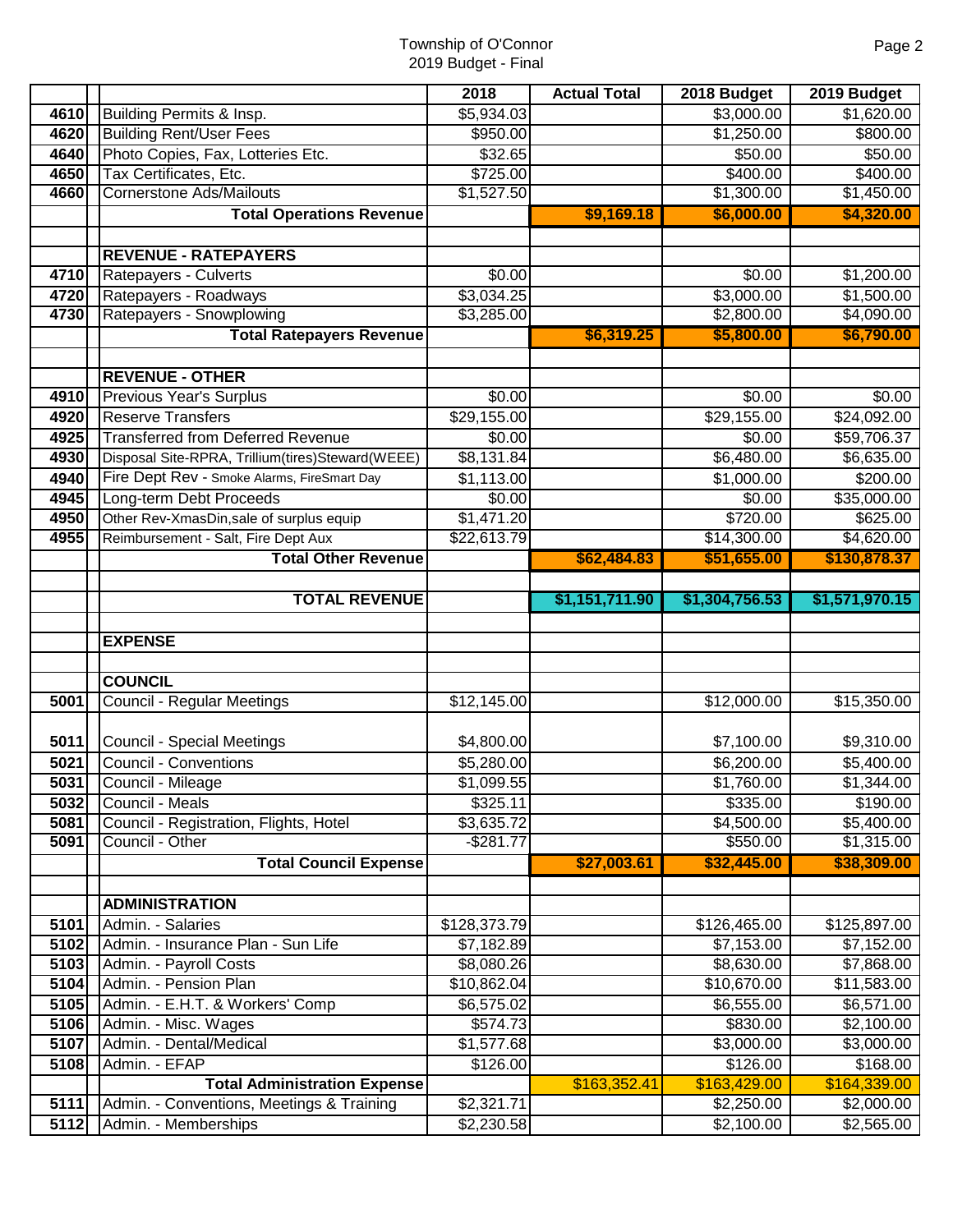Township of O'Connor
2019 Budget - Final

| | | 2018 | Actual Total | 2018 Budget | 2019 Budget |
|---|---|---|---|---|---|
| 4610 | Building Permits & Insp. | $5,934.03 | | $3,000.00 | $1,620.00 |
| 4620 | Building Rent/User Fees | $950.00 | | $1,250.00 | $800.00 |
| 4640 | Photo Copies, Fax, Lotteries Etc. | $32.65 | | $50.00 | $50.00 |
| 4650 | Tax Certificates, Etc. | $725.00 | | $400.00 | $400.00 |
| 4660 | Cornerstone Ads/Mailouts | $1,527.50 | | $1,300.00 | $1,450.00 |
| | **Total Operations Revenue** | | **$9,169.18** | **$6,000.00** | **$4,320.00** |
| | | | | | |
| | **REVENUE - RATEPAYERS** | | | | |
| 4710 | Ratepayers - Culverts | $0.00 | | $0.00 | $1,200.00 |
| 4720 | Ratepayers - Roadways | $3,034.25 | | $3,000.00 | $1,500.00 |
| 4730 | Ratepayers - Snowplowing | $3,285.00 | | $2,800.00 | $4,090.00 |
| | **Total Ratepayers Revenue** | | **$6,319.25** | **$5,800.00** | **$6,790.00** |
| | | | | | |
| | **REVENUE - OTHER** | | | | |
| 4910 | Previous Year's Surplus | $0.00 | | $0.00 | $0.00 |
| 4920 | Reserve Transfers | $29,155.00 | | $29,155.00 | $24,092.00 |
| 4925 | Transferred from Deferred Revenue | $0.00 | | $0.00 | $59,706.37 |
| 4930 | Disposal Site-RPRA, Trillium(tires)Steward(WEEE) | $8,131.84 | | $6,480.00 | $6,635.00 |
| 4940 | Fire Dept Rev - Smoke Alarms, FireSmart Day | $1,113.00 | | $1,000.00 | $200.00 |
| 4945 | Long-term Debt Proceeds | $0.00 | | $0.00 | $35,000.00 |
| 4950 | Other Rev-XmasDin,sale of surplus equip | $1,471.20 | | $720.00 | $625.00 |
| 4955 | Reimbursement - Salt, Fire Dept Aux | $22,613.79 | | $14,300.00 | $4,620.00 |
| | **Total Other Revenue** | | **$62,484.83** | **$51,655.00** | **$130,878.37** |
| | | | | | |
| | **TOTAL REVENUE** | | **$1,151,711.90** | **$1,304,756.53** | **$1,571,970.15** |
| | | | | | |
| | **EXPENSE** | | | | |
| | | | | | |
| | **COUNCIL** | | | | |
| 5001 | Council - Regular Meetings | $12,145.00 | | $12,000.00 | $15,350.00 |
| 5011 | Council - Special Meetings | $4,800.00 | | $7,100.00 | $9,310.00 |
| 5021 | Council - Conventions | $5,280.00 | | $6,200.00 | $5,400.00 |
| 5031 | Council - Mileage | $1,099.55 | | $1,760.00 | $1,344.00 |
| 5032 | Council - Meals | $325.11 | | $335.00 | $190.00 |
| 5081 | Council - Registration, Flights, Hotel | $3,635.72 | | $4,500.00 | $5,400.00 |
| 5091 | Council - Other | -$281.77 | | $550.00 | $1,315.00 |
| | **Total Council Expense** | | **$27,003.61** | **$32,445.00** | **$38,309.00** |
| | | | | | |
| | **ADMINISTRATION** | | | | |
| 5101 | Admin. - Salaries | $128,373.79 | | $126,465.00 | $125,897.00 |
| 5102 | Admin. - Insurance Plan - Sun Life | $7,182.89 | | $7,153.00 | $7,152.00 |
| 5103 | Admin. - Payroll Costs | $8,080.26 | | $8,630.00 | $7,868.00 |
| 5104 | Admin. - Pension Plan | $10,862.04 | | $10,670.00 | $11,583.00 |
| 5105 | Admin. - E.H.T. & Workers' Comp | $6,575.02 | | $6,555.00 | $6,571.00 |
| 5106 | Admin. - Misc. Wages | $574.73 | | $830.00 | $2,100.00 |
| 5107 | Admin. - Dental/Medical | $1,577.68 | | $3,000.00 | $3,000.00 |
| 5108 | Admin. - EFAP | $126.00 | | $126.00 | $168.00 |
| | **Total Administration Expense** | | $163,352.41 | $163,429.00 | $164,339.00 |
| 5111 | Admin. - Conventions, Meetings & Training | $2,321.71 | | $2,250.00 | $2,000.00 |
| 5112 | Admin. - Memberships | $2,230.58 | | $2,100.00 | $2,565.00 |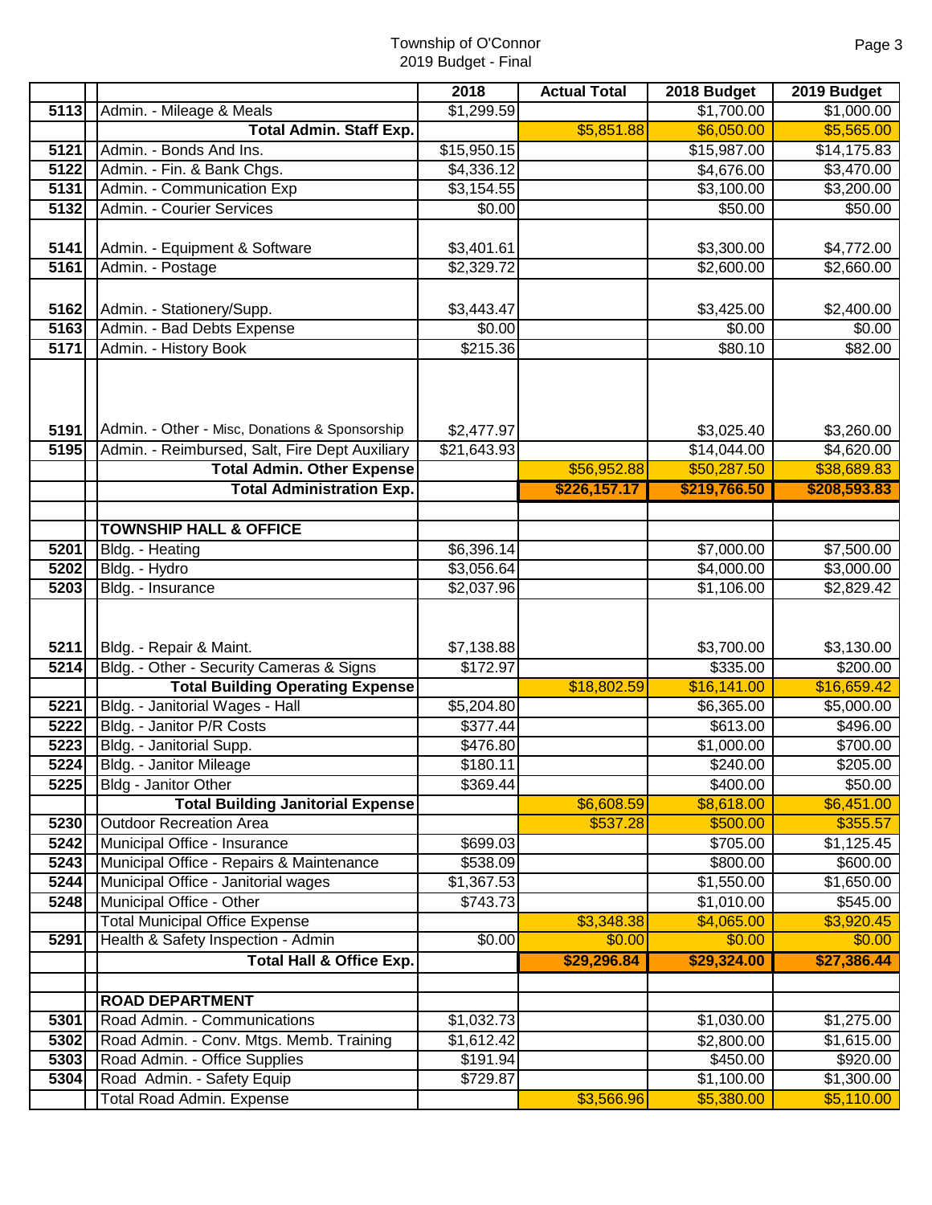Township of O'Connor
2019 Budget - Final

| | | | 2018 | Actual Total | 2018 Budget | 2019 Budget |
|---|---|---|---|---|---|---|
| 5113 | | Admin. - Mileage & Meals | $1,299.59 | | $1,700.00 | $1,000.00 |
| | | **Total Admin. Staff Exp.** | | $5,851.88 | $6,050.00 | $5,565.00 |
| 5121 | | Admin. - Bonds And Ins. | $15,950.15 | | $15,987.00 | $14,175.83 |
| 5122 | | Admin. - Fin. & Bank Chgs. | $4,336.12 | | $4,676.00 | $3,470.00 |
| 5131 | | Admin. - Communication Exp | $3,154.55 | | $3,100.00 | $3,200.00 |
| 5132 | | Admin. - Courier Services | $0.00 | | $50.00 | $50.00 |
| 5141 | | Admin. - Equipment & Software | $3,401.61 | | $3,300.00 | $4,772.00 |
| 5161 | | Admin. - Postage | $2,329.72 | | $2,600.00 | $2,660.00 |
| 5162 | | Admin. - Stationery/Supp. | $3,443.47 | | $3,425.00 | $2,400.00 |
| 5163 | | Admin. - Bad Debts Expense | $0.00 | | $0.00 | $0.00 |
| 5171 | | Admin. - History Book | $215.36 | | $80.10 | $82.00 |
| 5191 | | Admin. - Other - Misc, Donations & Sponsorship | $2,477.97 | | $3,025.40 | $3,260.00 |
| 5195 | | Admin. - Reimbursed, Salt, Fire Dept Auxiliary | $21,643.93 | | $14,044.00 | $4,620.00 |
| | | **Total Admin. Other Expense** | | $56,952.88 | $50,287.50 | $38,689.83 |
| | | **Total Administration Exp.** | | **$226,157.17** | **$219,766.50** | **$208,593.83** |
| | | | | | | |
| | | **TOWNSHIP HALL & OFFICE** | | | | |
| 5201 | | Bldg. - Heating | $6,396.14 | | $7,000.00 | $7,500.00 |
| 5202 | | Bldg. - Hydro | $3,056.64 | | $4,000.00 | $3,000.00 |
| 5203 | | Bldg. - Insurance | $2,037.96 | | $1,106.00 | $2,829.42 |
| 5211 | | Bldg. - Repair & Maint. | $7,138.88 | | $3,700.00 | $3,130.00 |
| 5214 | | Bldg. - Other - Security Cameras & Signs | $172.97 | | $335.00 | $200.00 |
| | | **Total Building Operating Expense** | | $18,802.59 | $16,141.00 | $16,659.42 |
| 5221 | | Bldg. - Janitorial Wages - Hall | $5,204.80 | | $6,365.00 | $5,000.00 |
| 5222 | | Bldg. - Janitor P/R Costs | $377.44 | | $613.00 | $496.00 |
| 5223 | | Bldg. - Janitorial Supp. | $476.80 | | $1,000.00 | $700.00 |
| 5224 | | Bldg. - Janitor Mileage | $180.11 | | $240.00 | $205.00 |
| 5225 | | Bldg - Janitor Other | $369.44 | | $400.00 | $50.00 |
| | | **Total Building Janitorial Expense** | | $6,608.59 | $8,618.00 | $6,451.00 |
| 5230 | | Outdoor Recreation Area | | $537.28 | $500.00 | $355.57 |
| 5242 | | Municipal Office - Insurance | $699.03 | | $705.00 | $1,125.45 |
| 5243 | | Municipal Office - Repairs & Maintenance | $538.09 | | $800.00 | $600.00 |
| 5244 | | Municipal Office - Janitorial wages | $1,367.53 | | $1,550.00 | $1,650.00 |
| 5248 | | Municipal Office - Other | $743.73 | | $1,010.00 | $545.00 |
| | | Total Municipal Office Expense | | $3,348.38 | $4,065.00 | $3,920.45 |
| 5291 | | Health & Safety Inspection - Admin | $0.00 | $0.00 | $0.00 | $0.00 |
| | | **Total Hall & Office Exp.** | | **$29,296.84** | **$29,324.00** | **$27,386.44** |
| | | | | | | |
| | | **ROAD DEPARTMENT** | | | | |
| 5301 | | Road Admin. - Communications | $1,032.73 | | $1,030.00 | $1,275.00 |
| 5302 | | Road Admin. - Conv. Mtgs. Memb. Training | $1,612.42 | | $2,800.00 | $1,615.00 |
| 5303 | | Road Admin. - Office Supplies | $191.94 | | $450.00 | $920.00 |
| 5304 | | Road Admin. - Safety Equip | $729.87 | | $1,100.00 | $1,300.00 |
| | | Total Road Admin. Expense | | $3,566.96 | $5,380.00 | $5,110.00 |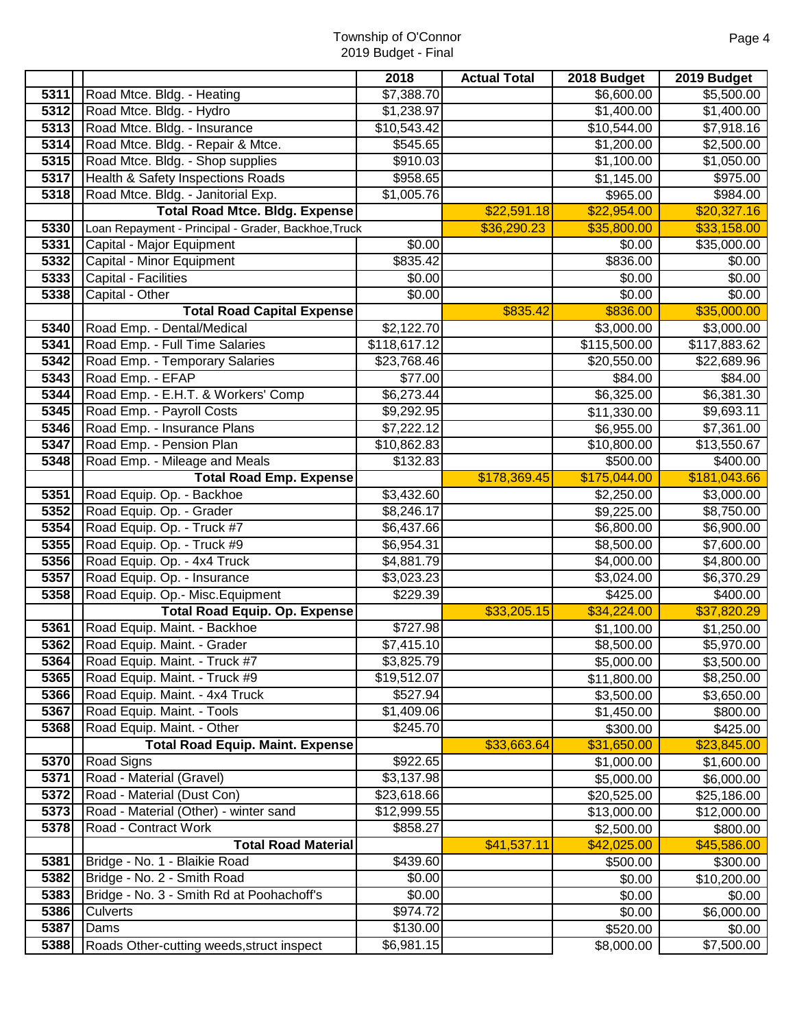Township of O'Connor
2019 Budget - Final

| | | 2018 | Actual Total | 2018 Budget | 2019 Budget |
|---|---|---|---|---|---|
| 5311 | Road Mtce. Bldg. - Heating | $7,388.70 | | $6,600.00 | $5,500.00 |
| 5312 | Road Mtce. Bldg. - Hydro | $1,238.97 | | $1,400.00 | $1,400.00 |
| 5313 | Road Mtce. Bldg. - Insurance | $10,543.42 | | $10,544.00 | $7,918.16 |
| 5314 | Road Mtce. Bldg. - Repair & Mtce. | $545.65 | | $1,200.00 | $2,500.00 |
| 5315 | Road Mtce. Bldg. - Shop supplies | $910.03 | | $1,100.00 | $1,050.00 |
| 5317 | Health & Safety Inspections Roads | $958.65 | | $1,145.00 | $975.00 |
| 5318 | Road Mtce. Bldg. - Janitorial Exp. | $1,005.76 | | $965.00 | $984.00 |
| | **Total Road Mtce. Bldg. Expense** | | $22,591.18 | $22,954.00 | $20,327.16 |
| 5330 | Loan Repayment - Principal - Grader, Backhoe,Truck | | $36,290.23 | $35,800.00 | $33,158.00 |
| 5331 | Capital - Major Equipment | $0.00 | | $0.00 | $35,000.00 |
| 5332 | Capital - Minor Equipment | $835.42 | | $836.00 | $0.00 |
| 5333 | Capital - Facilities | $0.00 | | $0.00 | $0.00 |
| 5338 | Capital - Other | $0.00 | | $0.00 | $0.00 |
| | **Total Road Capital Expense** | | $835.42 | $836.00 | $35,000.00 |
| 5340 | Road Emp. - Dental/Medical | $2,122.70 | | $3,000.00 | $3,000.00 |
| 5341 | Road Emp. - Full Time Salaries | $118,617.12 | | $115,500.00 | $117,883.62 |
| 5342 | Road Emp. - Temporary Salaries | $23,768.46 | | $20,550.00 | $22,689.96 |
| 5343 | Road Emp. - EFAP | $77.00 | | $84.00 | $84.00 |
| 5344 | Road Emp. - E.H.T. & Workers' Comp | $6,273.44 | | $6,325.00 | $6,381.30 |
| 5345 | Road Emp. - Payroll Costs | $9,292.95 | | $11,330.00 | $9,693.11 |
| 5346 | Road Emp. - Insurance Plans | $7,222.12 | | $6,955.00 | $7,361.00 |
| 5347 | Road Emp. - Pension Plan | $10,862.83 | | $10,800.00 | $13,550.67 |
| 5348 | Road Emp. - Mileage and Meals | $132.83 | | $500.00 | $400.00 |
| | **Total Road Emp. Expense** | | $178,369.45 | $175,044.00 | $181,043.66 |
| 5351 | Road Equip. Op. - Backhoe | $3,432.60 | | $2,250.00 | $3,000.00 |
| 5352 | Road Equip. Op. - Grader | $8,246.17 | | $9,225.00 | $8,750.00 |
| 5354 | Road Equip. Op. - Truck #7 | $6,437.66 | | $6,800.00 | $6,900.00 |
| 5355 | Road Equip. Op. - Truck #9 | $6,954.31 | | $8,500.00 | $7,600.00 |
| 5356 | Road Equip. Op. - 4x4 Truck | $4,881.79 | | $4,000.00 | $4,800.00 |
| 5357 | Road Equip. Op. - Insurance | $3,023.23 | | $3,024.00 | $6,370.29 |
| 5358 | Road Equip. Op.- Misc.Equipment | $229.39 | | $425.00 | $400.00 |
| | **Total Road Equip. Op. Expense** | | $33,205.15 | $34,224.00 | $37,820.29 |
| 5361 | Road Equip. Maint. - Backhoe | $727.98 | | $1,100.00 | $1,250.00 |
| 5362 | Road Equip. Maint. - Grader | $7,415.10 | | $8,500.00 | $5,970.00 |
| 5364 | Road Equip. Maint. - Truck #7 | $3,825.79 | | $5,000.00 | $3,500.00 |
| 5365 | Road Equip. Maint. - Truck #9 | $19,512.07 | | $11,800.00 | $8,250.00 |
| 5366 | Road Equip. Maint. - 4x4 Truck | $527.94 | | $3,500.00 | $3,650.00 |
| 5367 | Road Equip. Maint. - Tools | $1,409.06 | | $1,450.00 | $800.00 |
| 5368 | Road Equip. Maint. - Other | $245.70 | | $300.00 | $425.00 |
| | **Total Road Equip. Maint. Expense** | | $33,663.64 | $31,650.00 | $23,845.00 |
| 5370 | Road Signs | $922.65 | | $1,000.00 | $1,600.00 |
| 5371 | Road - Material (Gravel) | $3,137.98 | | $5,000.00 | $6,000.00 |
| 5372 | Road - Material (Dust Con) | $23,618.66 | | $20,525.00 | $25,186.00 |
| 5373 | Road - Material (Other) - winter sand | $12,999.55 | | $13,000.00 | $12,000.00 |
| 5378 | Road - Contract Work | $858.27 | | $2,500.00 | $800.00 |
| | **Total Road Material** | | $41,537.11 | $42,025.00 | $45,586.00 |
| 5381 | Bridge - No. 1 - Blaikie Road | $439.60 | | $500.00 | $300.00 |
| 5382 | Bridge - No. 2 - Smith Road | $0.00 | | $0.00 | $10,200.00 |
| 5383 | Bridge - No. 3 - Smith Rd at Poohachoff's | $0.00 | | $0.00 | $0.00 |
| 5386 | Culverts | $974.72 | | $0.00 | $6,000.00 |
| 5387 | Dams | $130.00 | | $520.00 | $0.00 |
| 5388 | Roads Other-cutting weeds,struct inspect | $6,981.15 | | $8,000.00 | $7,500.00 |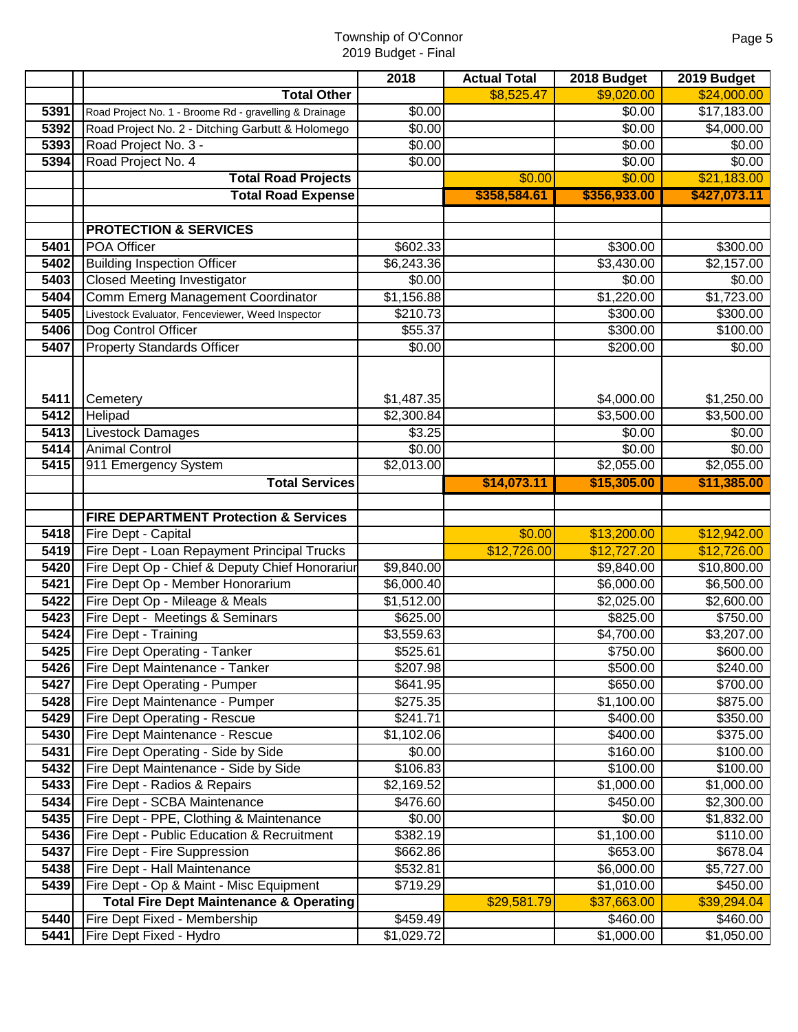Township of O'Connor
2019 Budget - Final

| | | 2018 | Actual Total | 2018 Budget | 2019 Budget |
|---|---|---|---|---|---|
| | **Total Other** | | $8,525.47 | $9,020.00 | $24,000.00 |
| 5391 | Road Project No. 1 - Broome Rd - gravelling & Drainage | $0.00 | | $0.00 | $17,183.00 |
| 5392 | Road Project No. 2 - Ditching Garbutt & Holomego | $0.00 | | $0.00 | $4,000.00 |
| 5393 | Road Project No. 3 - | $0.00 | | $0.00 | $0.00 |
| 5394 | Road Project No. 4 | $0.00 | | $0.00 | $0.00 |
| | **Total Road Projects** | | $0.00 | $0.00 | $21,183.00 |
| | **Total Road Expense** | | **$358,584.61** | **$356,933.00** | **$427,073.11** |
| | | | | | |
| | **PROTECTION & SERVICES** | | | | |
| 5401 | POA Officer | $602.33 | | $300.00 | $300.00 |
| 5402 | Building Inspection Officer | $6,243.36 | | $3,430.00 | $2,157.00 |
| 5403 | Closed Meeting Investigator | $0.00 | | $0.00 | $0.00 |
| 5404 | Comm Emerg Management Coordinator | $1,156.88 | | $1,220.00 | $1,723.00 |
| 5405 | Livestock Evaluator, Fenceviewer, Weed Inspector | $210.73 | | $300.00 | $300.00 |
| 5406 | Dog Control Officer | $55.37 | | $300.00 | $100.00 |
| 5407 | Property Standards Officer | $0.00 | | $200.00 | $0.00 |
| 5411 | Cemetery | $1,487.35 | | $4,000.00 | $1,250.00 |
| 5412 | Helipad | $2,300.84 | | $3,500.00 | $3,500.00 |
| 5413 | Livestock Damages | $3.25 | | $0.00 | $0.00 |
| 5414 | Animal Control | $0.00 | | $0.00 | $0.00 |
| 5415 | 911 Emergency System | $2,013.00 | | $2,055.00 | $2,055.00 |
| | **Total Services** | | **$14,073.11** | **$15,305.00** | **$11,385.00** |
| | | | | | |
| | **FIRE DEPARTMENT Protection & Services** | | | | |
| 5418 | Fire Dept - Capital | | $0.00 | $13,200.00 | $12,942.00 |
| 5419 | Fire Dept - Loan Repayment Principal Trucks | | $12,726.00 | $12,727.20 | $12,726.00 |
| 5420 | Fire Dept Op - Chief & Deputy Chief Honorariur | $9,840.00 | | $9,840.00 | $10,800.00 |
| 5421 | Fire Dept Op - Member Honorarium | $6,000.40 | | $6,000.00 | $6,500.00 |
| 5422 | Fire Dept Op - Mileage & Meals | $1,512.00 | | $2,025.00 | $2,600.00 |
| 5423 | Fire Dept - Meetings & Seminars | $625.00 | | $825.00 | $750.00 |
| 5424 | Fire Dept - Training | $3,559.63 | | $4,700.00 | $3,207.00 |
| 5425 | Fire Dept Operating - Tanker | $525.61 | | $750.00 | $600.00 |
| 5426 | Fire Dept Maintenance - Tanker | $207.98 | | $500.00 | $240.00 |
| 5427 | Fire Dept Operating - Pumper | $641.95 | | $650.00 | $700.00 |
| 5428 | Fire Dept Maintenance - Pumper | $275.35 | | $1,100.00 | $875.00 |
| 5429 | Fire Dept Operating - Rescue | $241.71 | | $400.00 | $350.00 |
| 5430 | Fire Dept Maintenance - Rescue | $1,102.06 | | $400.00 | $375.00 |
| 5431 | Fire Dept Operating - Side by Side | $0.00 | | $160.00 | $100.00 |
| 5432 | Fire Dept Maintenance - Side by Side | $106.83 | | $100.00 | $100.00 |
| 5433 | Fire Dept - Radios & Repairs | $2,169.52 | | $1,000.00 | $1,000.00 |
| 5434 | Fire Dept - SCBA Maintenance | $476.60 | | $450.00 | $2,300.00 |
| 5435 | Fire Dept - PPE, Clothing & Maintenance | $0.00 | | $0.00 | $1,832.00 |
| 5436 | Fire Dept - Public Education & Recruitment | $382.19 | | $1,100.00 | $110.00 |
| 5437 | Fire Dept - Fire Suppression | $662.86 | | $653.00 | $678.04 |
| 5438 | Fire Dept - Hall Maintenance | $532.81 | | $6,000.00 | $5,727.00 |
| 5439 | Fire Dept - Op & Maint - Misc Equipment | $719.29 | | $1,010.00 | $450.00 |
| | **Total Fire Dept Maintenance & Operating** | | $29,581.79 | $37,663.00 | $39,294.04 |
| 5440 | Fire Dept Fixed - Membership | $459.49 | | $460.00 | $460.00 |
| 5441 | Fire Dept Fixed - Hydro | $1,029.72 | | $1,000.00 | $1,050.00 |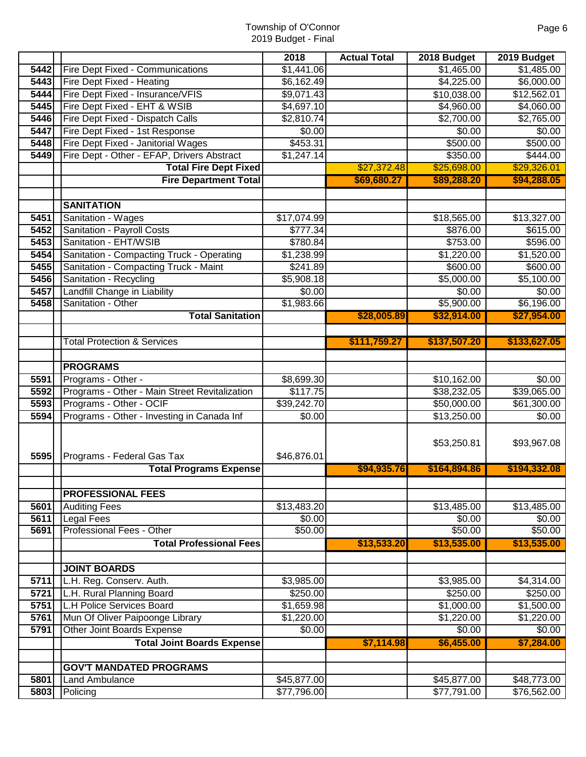Township of O'Connor
2019 Budget - Final

| | | 2018 | Actual Total | 2018 Budget | 2019 Budget |
|---|---|---|---|---|---|
| 5442 | Fire Dept Fixed - Communications | $1,441.06 | | $1,465.00 | $1,485.00 |
| 5443 | Fire Dept Fixed - Heating | $6,162.49 | | $4,225.00 | $6,000.00 |
| 5444 | Fire Dept Fixed - Insurance/VFIS | $9,071.43 | | $10,038.00 | $12,562.01 |
| 5445 | Fire Dept Fixed - EHT & WSIB | $4,697.10 | | $4,960.00 | $4,060.00 |
| 5446 | Fire Dept Fixed - Dispatch Calls | $2,810.74 | | $2,700.00 | $2,765.00 |
| 5447 | Fire Dept Fixed - 1st Response | $0.00 | | $0.00 | $0.00 |
| 5448 | Fire Dept Fixed - Janitorial Wages | $453.31 | | $500.00 | $500.00 |
| 5449 | Fire Dept - Other - EFAP, Drivers Abstract | $1,247.14 | | $350.00 | $444.00 |
| | **Total Fire Dept Fixed** | | $27,372.48 | $25,698.00 | $29,326.01 |
| | **Fire Department Total** | | **$69,680.27** | **$89,288.20** | **$94,288.05** |
| | | | | | |
| | **SANITATION** | | | | |
| 5451 | Sanitation - Wages | $17,074.99 | | $18,565.00 | $13,327.00 |
| 5452 | Sanitation - Payroll Costs | $777.34 | | $876.00 | $615.00 |
| 5453 | Sanitation - EHT/WSIB | $780.84 | | $753.00 | $596.00 |
| 5454 | Sanitation - Compacting Truck - Operating | $1,238.99 | | $1,220.00 | $1,520.00 |
| 5455 | Sanitation - Compacting Truck - Maint | $241.89 | | $600.00 | $600.00 |
| 5456 | Sanitation - Recycling | $5,908.18 | | $5,000.00 | $5,100.00 |
| 5457 | Landfill Change in Liability | $0.00 | | $0.00 | $0.00 |
| 5458 | Sanitation - Other | $1,983.66 | | $5,900.00 | $6,196.00 |
| | **Total Sanitation** | | **$28,005.89** | **$32,914.00** | **$27,954.00** |
| | | | | | |
| | Total Protection & Services | | **$111,759.27** | **$137,507.20** | **$133,627.05** |
| | | | | | |
| | **PROGRAMS** | | | | |
| 5591 | Programs - Other - | $8,699.30 | | $10,162.00 | $0.00 |
| 5592 | Programs - Other - Main Street Revitalization | $117.75 | | $38,232.05 | $39,065.00 |
| 5593 | Programs - Other - OCIF | $39,242.70 | | $50,000.00 | $61,300.00 |
| 5594 | Programs - Other - Investing in Canada Inf | $0.00 | | $13,250.00 | $0.00 |
| 5595 | Programs - Federal Gas Tax | $46,876.01 | | $53,250.81 | $93,967.08 |
| | **Total Programs Expense** | | **$94,935.76** | **$164,894.86** | **$194,332.08** |
| | | | | | |
| | **PROFESSIONAL FEES** | | | | |
| 5601 | Auditing Fees | $13,483.20 | | $13,485.00 | $13,485.00 |
| 5611 | Legal Fees | $0.00 | | $0.00 | $0.00 |
| 5691 | Professional Fees - Other | $50.00 | | $50.00 | $50.00 |
| | **Total Professional Fees** | | **$13,533.20** | **$13,535.00** | **$13,535.00** |
| | | | | | |
| | **JOINT BOARDS** | | | | |
| 5711 | L.H. Reg. Conserv. Auth. | $3,985.00 | | $3,985.00 | $4,314.00 |
| 5721 | L.H. Rural Planning Board | $250.00 | | $250.00 | $250.00 |
| 5751 | L.H Police Services Board | $1,659.98 | | $1,000.00 | $1,500.00 |
| 5761 | Mun Of Oliver Paipoonge Library | $1,220.00 | | $1,220.00 | $1,220.00 |
| 5791 | Other Joint Boards Expense | $0.00 | | $0.00 | $0.00 |
| | **Total Joint Boards Expense** | | **$7,114.98** | **$6,455.00** | **$7,284.00** |
| | | | | | |
| | **GOV'T MANDATED PROGRAMS** | | | | |
| 5801 | Land Ambulance | $45,877.00 | | $45,877.00 | $48,773.00 |
| 5803 | Policing | $77,796.00 | | $77,791.00 | $76,562.00 |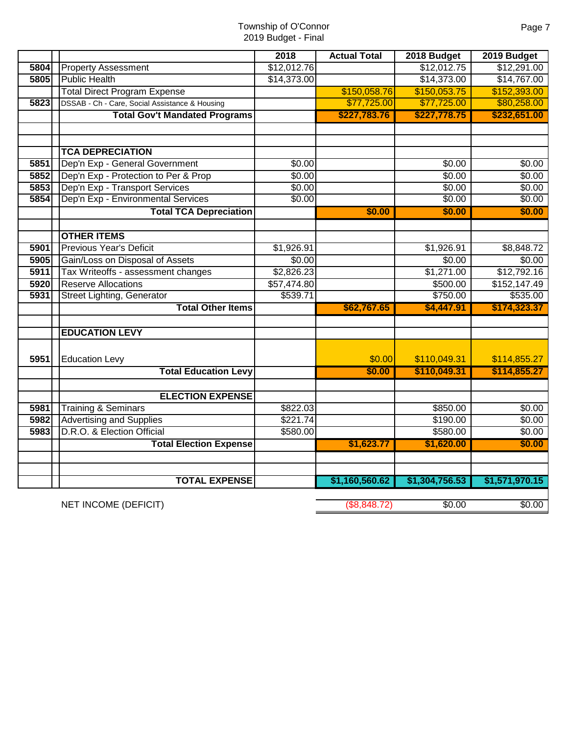Township of O'Connor
2019 Budget - Final

| | | 2018 | Actual Total | 2018 Budget | 2019 Budget |
|---|---|---|---|---|---|
| 5804 | Property Assessment | $12,012.76 | | $12,012.75 | $12,291.00 |
| 5805 | Public Health | $14,373.00 | | $14,373.00 | $14,767.00 |
| | Total Direct Program Expense | | $150,058.76 | $150,053.75 | $152,393.00 |
| 5823 | DSSAB - Ch - Care, Social Assistance & Housing | | $77,725.00 | $77,725.00 | $80,258.00 |
| | **Total Gov't Mandated Programs** | | **$227,783.76** | **$227,778.75** | **$232,651.00** |
| | | | | | |
| | | | | | |
| | **TCA DEPRECIATION** | | | | |
| 5851 | Dep'n Exp - General Government | $0.00 | | $0.00 | $0.00 |
| 5852 | Dep'n Exp - Protection to Per & Prop | $0.00 | | $0.00 | $0.00 |
| 5853 | Dep'n Exp - Transport Services | $0.00 | | $0.00 | $0.00 |
| 5854 | Dep'n Exp - Environmental Services | $0.00 | | $0.00 | $0.00 |
| | **Total TCA Depreciation** | | **$0.00** | **$0.00** | **$0.00** |
| | | | | | |
| | **OTHER ITEMS** | | | | |
| 5901 | Previous Year's Deficit | $1,926.91 | | $1,926.91 | $8,848.72 |
| 5905 | Gain/Loss on Disposal of Assets | $0.00 | | $0.00 | $0.00 |
| 5911 | Tax Writeoffs - assessment changes | $2,826.23 | | $1,271.00 | $12,792.16 |
| 5920 | Reserve Allocations | $57,474.80 | | $500.00 | $152,147.49 |
| 5931 | Street Lighting, Generator | $539.71 | | $750.00 | $535.00 |
| | **Total Other Items** | | **$62,767.65** | **$4,447.91** | **$174,323.37** |
| | | | | | |
| | **EDUCATION LEVY** | | | | |
| 5951 | Education Levy | | $0.00 | $110,049.31 | $114,855.27 |
| | **Total Education Levy** | | **$0.00** | **$110,049.31** | **$114,855.27** |
| | | | | | |
| | **ELECTION EXPENSE** | | | | |
| 5981 | Training & Seminars | $822.03 | | $850.00 | $0.00 |
| 5982 | Advertising and Supplies | $221.74 | | $190.00 | $0.00 |
| 5983 | D.R.O. & Election Official | $580.00 | | $580.00 | $0.00 |
| | **Total Election Expense** | | **$1,623.77** | **$1,620.00** | **$0.00** |
| | | | | | |
| | | | | | |
| | **TOTAL EXPENSE** | | **$1,160,560.62** | **$1,304,756.53** | **$1,571,970.15** |
| | NET INCOME (DEFICIT) | | ($8,848.72) | $0.00 | $0.00 |